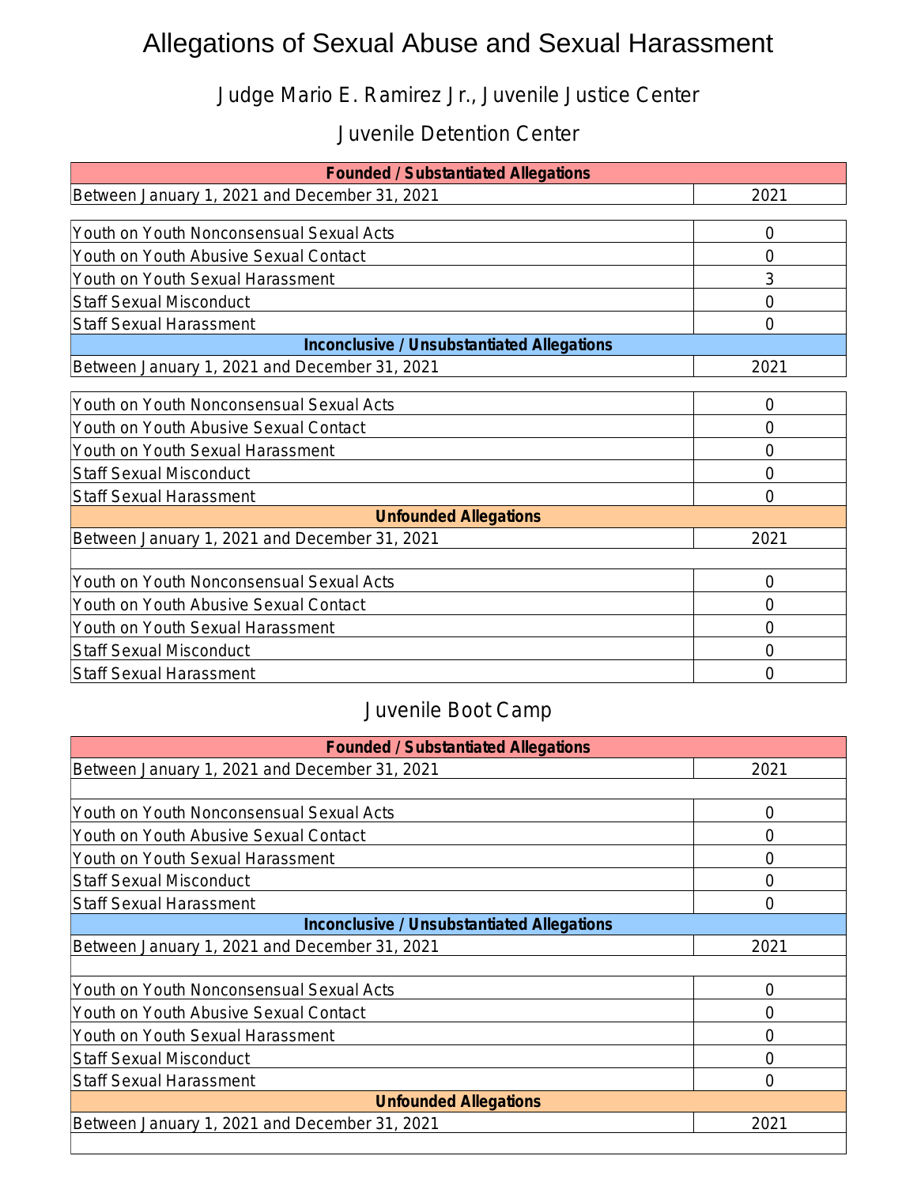# Allegations of Sexual Abuse and Sexual Harassment

## Judge Mario E. Ramirez Jr., Juvenile Justice Center

### Juvenile Detention Center

| **Founded / Substantiated Allegations** | |
|---|---|
| Between January 1, 2021 and December 31, 2021 | 2021 |
| Youth on Youth Nonconsensual Sexual Acts | 0 |
| Youth on Youth Abusive Sexual Contact | 0 |
| Youth on Youth Sexual Harassment | 3 |
| Staff Sexual Misconduct | 0 |
| Staff Sexual Harassment | 0 |

| **Inconclusive / Unsubstantiated Allegations** | |
|---|---|
| Between January 1, 2021 and December 31, 2021 | 2021 |
| Youth on Youth Nonconsensual Sexual Acts | 0 |
| Youth on Youth Abusive Sexual Contact | 0 |
| Youth on Youth Sexual Harassment | 0 |
| Staff Sexual Misconduct | 0 |
| Staff Sexual Harassment | 0 |

| **Unfounded Allegations** | |
|---|---|
| Between January 1, 2021 and December 31, 2021 | 2021 |
| Youth on Youth Nonconsensual Sexual Acts | 0 |
| Youth on Youth Abusive Sexual Contact | 0 |
| Youth on Youth Sexual Harassment | 0 |
| Staff Sexual Misconduct | 0 |
| Staff Sexual Harassment | 0 |

### Juvenile Boot Camp

| **Founded / Substantiated Allegations** | |
|---|---|
| Between January 1, 2021 and December 31, 2021 | 2021 |
| Youth on Youth Nonconsensual Sexual Acts | 0 |
| Youth on Youth Abusive Sexual Contact | 0 |
| Youth on Youth Sexual Harassment | 0 |
| Staff Sexual Misconduct | 0 |
| Staff Sexual Harassment | 0 |

| **Inconclusive / Unsubstantiated Allegations** | |
|---|---|
| Between January 1, 2021 and December 31, 2021 | 2021 |
| Youth on Youth Nonconsensual Sexual Acts | 0 |
| Youth on Youth Abusive Sexual Contact | 0 |
| Youth on Youth Sexual Harassment | 0 |
| Staff Sexual Misconduct | 0 |
| Staff Sexual Harassment | 0 |

| **Unfounded Allegations** | |
|---|---|
| Between January 1, 2021 and December 31, 2021 | 2021 |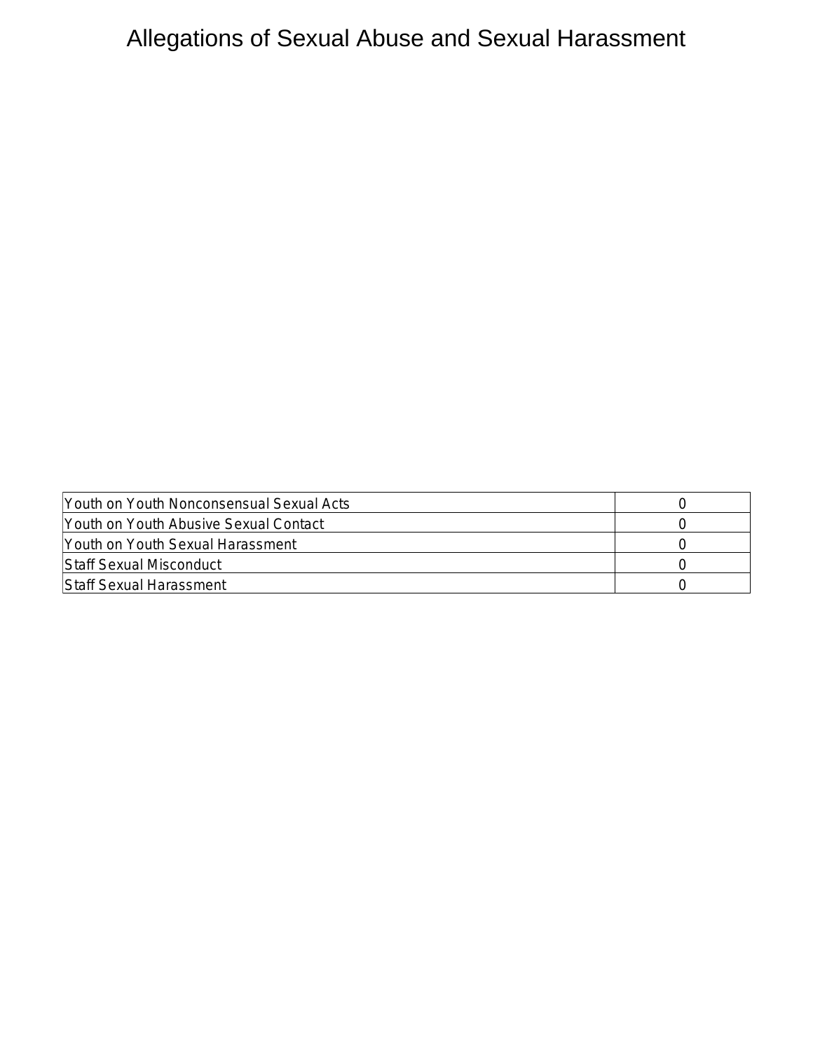# Allegations of Sexual Abuse and Sexual Harassment

| | |
|---|---|
| Youth on Youth Nonconsensual Sexual Acts | 0 |
| Youth on Youth Abusive Sexual Contact | 0 |
| Youth on Youth Sexual Harassment | 0 |
| Staff Sexual Misconduct | 0 |
| Staff Sexual Harassment | 0 |